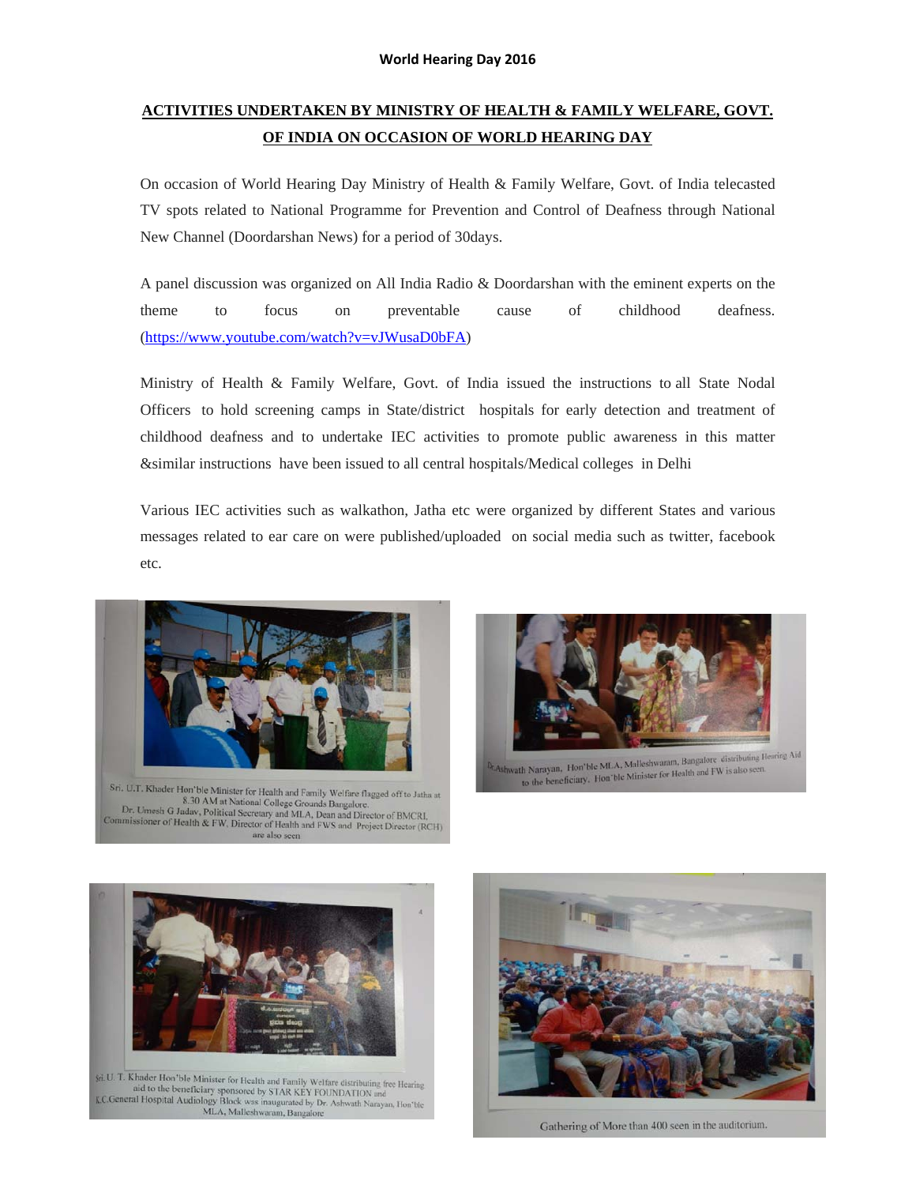**World Hearing Day 2016**

## ACTIVITIES UNDERTAKEN BY MINISTRY OF HEALTH & FAMILY WELFARE, GOVT. OF INDIA ON OCCASION OF WORLD HEARING DAY

On occasion of World Hearing Day Ministry of Health & Family Welfare, Govt. of India telecasted TV spots related to National Programme for Prevention and Control of Deafness through National New Channel (Doordarshan News) for a period of 30days.

A panel discussion was organized on All India Radio & Doordarshan with the eminent experts on the theme to focus on preventable cause of childhood deafness. (https://www.youtube.com/watch?v=vJWusaD0bFA)

Ministry of Health & Family Welfare, Govt. of India issued the instructions to all State Nodal Officers to hold screening camps in State/district hospitals for early detection and treatment of childhood deafness and to undertake IEC activities to promote public awareness in this matter &similar instructions have been issued to all central hospitals/Medical colleges in Delhi

Various IEC activities such as walkathon, Jatha etc were organized by different States and various messages related to ear care on were published/uploaded on social media such as twitter, facebook etc.

Sri. U.T. Khader Hon'ble Minister for Health and Family Welfare flagged off to Jatha at 8.30 AM at National College Grounds Bangalore. Dr. Umesh G Jadav, Political Secretary and MLA, Dean and Director of BMCRI, Commissioner of Health & FW, Director of Health and FWS and Project Director (RCH) are also seen

Dr.Ashwath Narayan, Hon'ble MLA, Malleshwaram, Bangalore distributing Hearing Aid to the beneficiary. Hon'ble Minister for Health and FW is also seen.

Sri. U. T. Khader Hon'ble Minister for Health and Family Welfare distributing free Hearing aid to the beneficiary sponsored by STAR KEY FOUNDATION and K.C.General Hospital Audiology Block was inaugurated by Dr. Ashwath Narayan, Hon'ble MLA, Malleshwaram, Bangalore

Gathering of More than 400 seen in the auditorium.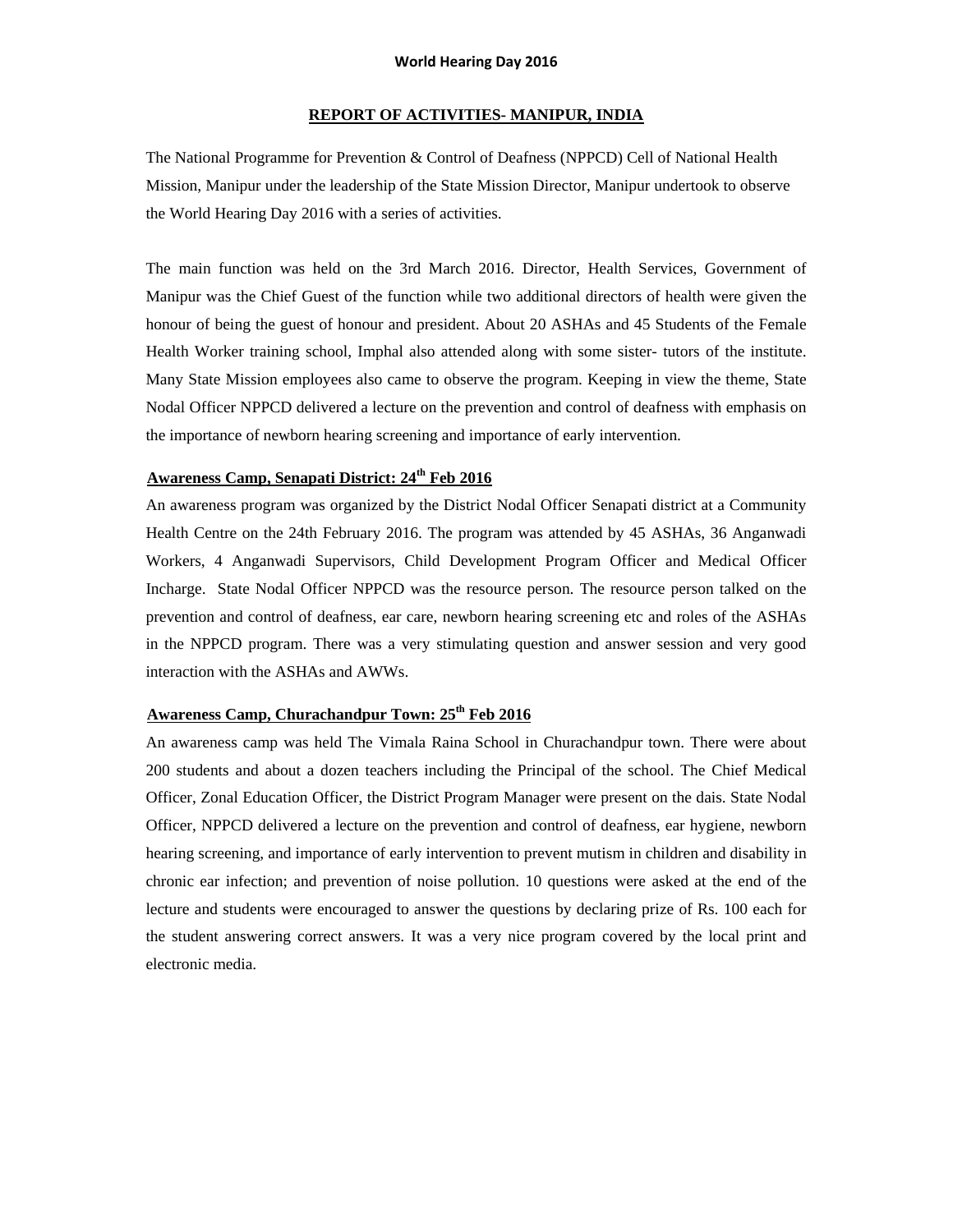**World Hearing Day 2016**

## REPORT OF ACTIVITIES- MANIPUR, INDIA

The National Programme for Prevention & Control of Deafness (NPPCD) Cell of National Health Mission, Manipur under the leadership of the State Mission Director, Manipur undertook to observe the World Hearing Day 2016 with a series of activities.

The main function was held on the 3rd March 2016. Director, Health Services, Government of Manipur was the Chief Guest of the function while two additional directors of health were given the honour of being the guest of honour and president. About 20 ASHAs and 45 Students of the Female Health Worker training school, Imphal also attended along with some sister- tutors of the institute. Many State Mission employees also came to observe the program. Keeping in view the theme, State Nodal Officer NPPCD delivered a lecture on the prevention and control of deafness with emphasis on the importance of newborn hearing screening and importance of early intervention.

### Awareness Camp, Senapati District: 24th Feb 2016

An awareness program was organized by the District Nodal Officer Senapati district at a Community Health Centre on the 24th February 2016. The program was attended by 45 ASHAs, 36 Anganwadi Workers, 4 Anganwadi Supervisors, Child Development Program Officer and Medical Officer Incharge. State Nodal Officer NPPCD was the resource person. The resource person talked on the prevention and control of deafness, ear care, newborn hearing screening etc and roles of the ASHAs in the NPPCD program. There was a very stimulating question and answer session and very good interaction with the ASHAs and AWWs.

### Awareness Camp, Churachandpur Town: 25th Feb 2016

An awareness camp was held The Vimala Raina School in Churachandpur town. There were about 200 students and about a dozen teachers including the Principal of the school. The Chief Medical Officer, Zonal Education Officer, the District Program Manager were present on the dais. State Nodal Officer, NPPCD delivered a lecture on the prevention and control of deafness, ear hygiene, newborn hearing screening, and importance of early intervention to prevent mutism in children and disability in chronic ear infection; and prevention of noise pollution. 10 questions were asked at the end of the lecture and students were encouraged to answer the questions by declaring prize of Rs. 100 each for the student answering correct answers. It was a very nice program covered by the local print and electronic media.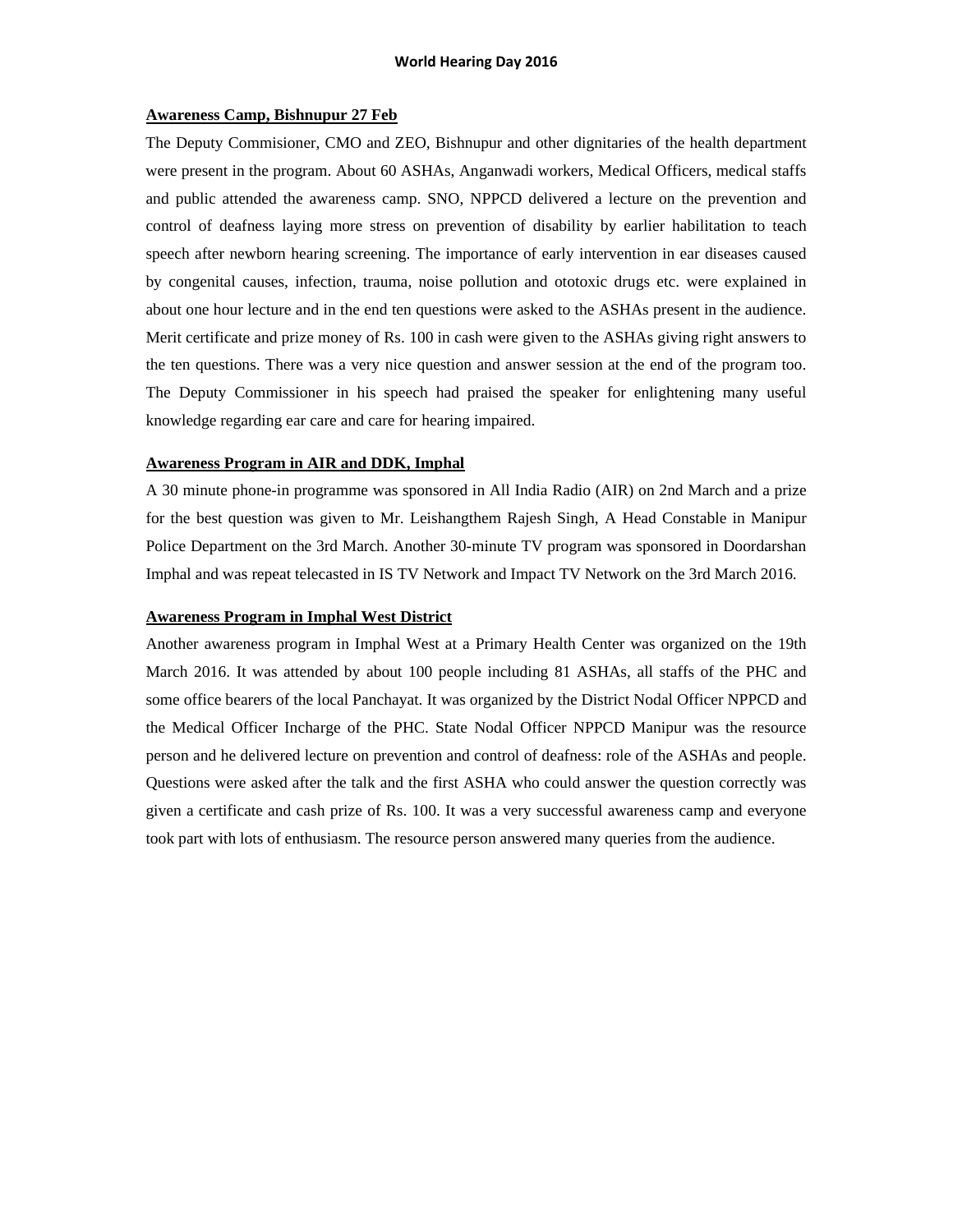# World Hearing Day 2016

**Awareness Camp, Bishnupur 27 Feb**

The Deputy Commisioner, CMO and ZEO, Bishnupur and other dignitaries of the health department were present in the program. About 60 ASHAs, Anganwadi workers, Medical Officers, medical staffs and public attended the awareness camp. SNO, NPPCD delivered a lecture on the prevention and control of deafness laying more stress on prevention of disability by earlier habilitation to teach speech after newborn hearing screening. The importance of early intervention in ear diseases caused by congenital causes, infection, trauma, noise pollution and ototoxic drugs etc. were explained in about one hour lecture and in the end ten questions were asked to the ASHAs present in the audience. Merit certificate and prize money of Rs. 100 in cash were given to the ASHAs giving right answers to the ten questions. There was a very nice question and answer session at the end of the program too. The Deputy Commissioner in his speech had praised the speaker for enlightening many useful knowledge regarding ear care and care for hearing impaired.

**Awareness Program in AIR and DDK, Imphal**

A 30 minute phone-in programme was sponsored in All India Radio (AIR) on 2nd March and a prize for the best question was given to Mr. Leishangthem Rajesh Singh, A Head Constable in Manipur Police Department on the 3rd March. Another 30-minute TV program was sponsored in Doordarshan Imphal and was repeat telecasted in IS TV Network and Impact TV Network on the 3rd March 2016.

**Awareness Program in Imphal West District**

Another awareness program in Imphal West at a Primary Health Center was organized on the 19th March 2016. It was attended by about 100 people including 81 ASHAs, all staffs of the PHC and some office bearers of the local Panchayat. It was organized by the District Nodal Officer NPPCD and the Medical Officer Incharge of the PHC. State Nodal Officer NPPCD Manipur was the resource person and he delivered lecture on prevention and control of deafness: role of the ASHAs and people. Questions were asked after the talk and the first ASHA who could answer the question correctly was given a certificate and cash prize of Rs. 100. It was a very successful awareness camp and everyone took part with lots of enthusiasm. The resource person answered many queries from the audience.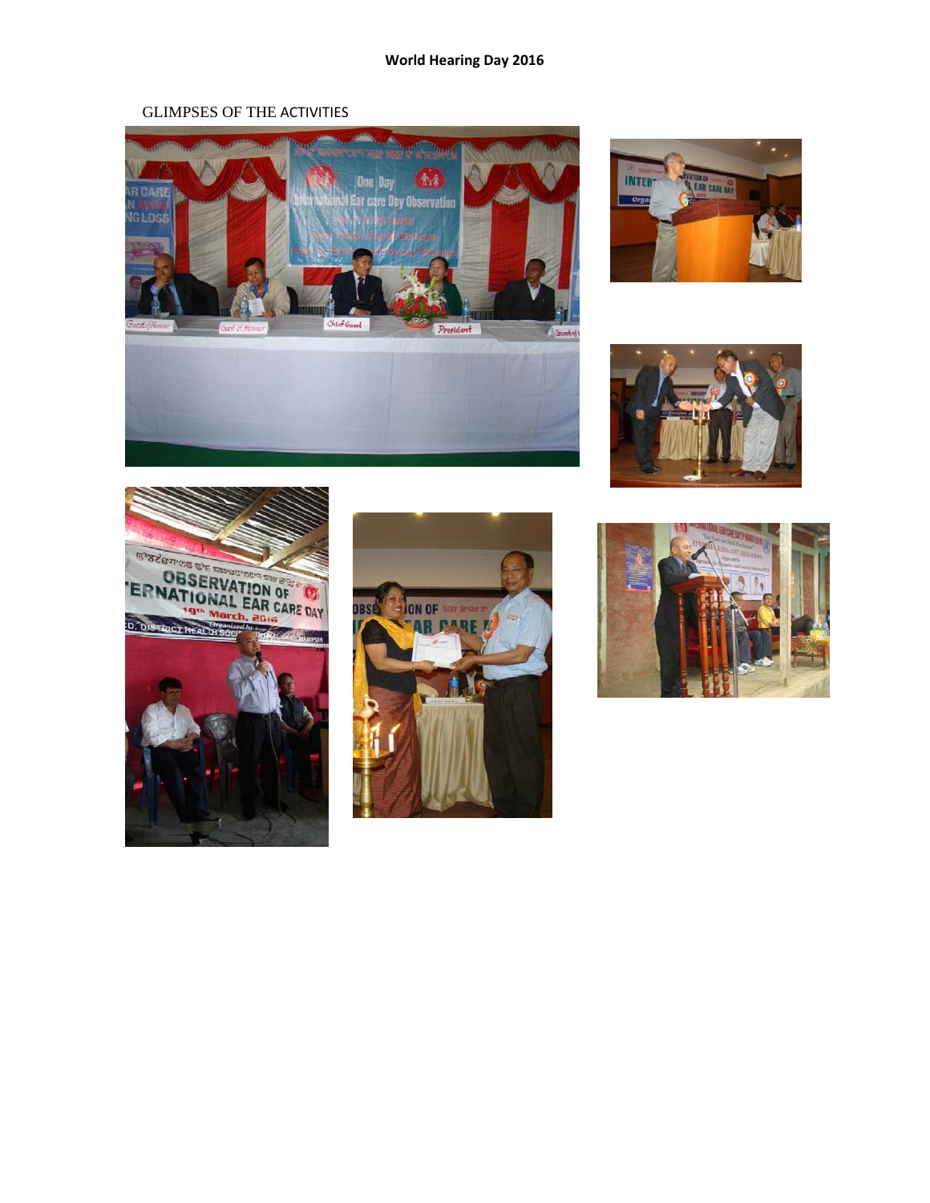# World Hearing Day 2016

GLIMPSES OF THE ACTIVITIES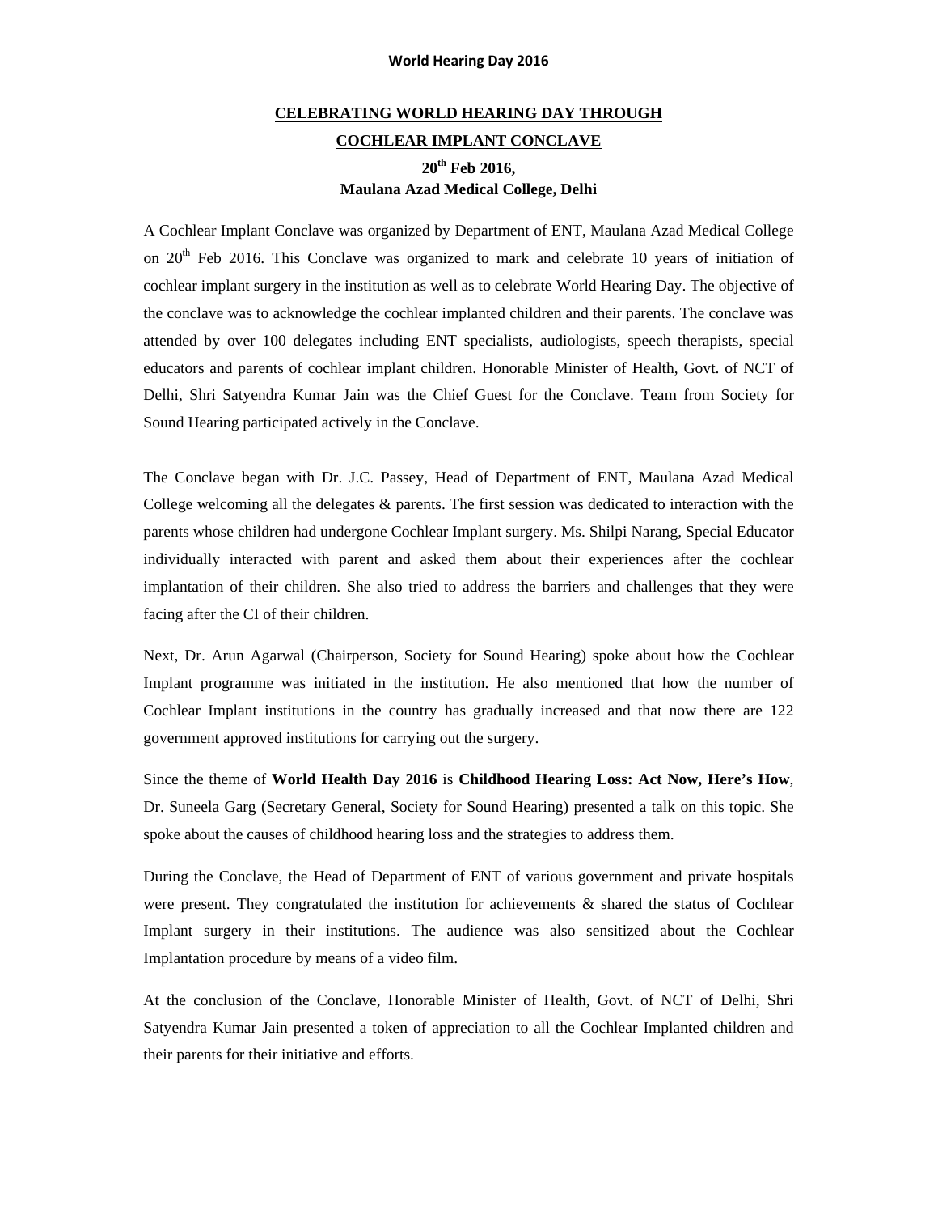## CELEBRATING WORLD HEARING DAY THROUGH COCHLEAR IMPLANT CONCLAVE

**20th Feb 2016,**
**Maulana Azad Medical College, Delhi**

A Cochlear Implant Conclave was organized by Department of ENT, Maulana Azad Medical College on 20th Feb 2016. This Conclave was organized to mark and celebrate 10 years of initiation of cochlear implant surgery in the institution as well as to celebrate World Hearing Day. The objective of the conclave was to acknowledge the cochlear implanted children and their parents. The conclave was attended by over 100 delegates including ENT specialists, audiologists, speech therapists, special educators and parents of cochlear implant children. Honorable Minister of Health, Govt. of NCT of Delhi, Shri Satyendra Kumar Jain was the Chief Guest for the Conclave. Team from Society for Sound Hearing participated actively in the Conclave.

The Conclave began with Dr. J.C. Passey, Head of Department of ENT, Maulana Azad Medical College welcoming all the delegates & parents. The first session was dedicated to interaction with the parents whose children had undergone Cochlear Implant surgery. Ms. Shilpi Narang, Special Educator individually interacted with parent and asked them about their experiences after the cochlear implantation of their children. She also tried to address the barriers and challenges that they were facing after the CI of their children.

Next, Dr. Arun Agarwal (Chairperson, Society for Sound Hearing) spoke about how the Cochlear Implant programme was initiated in the institution. He also mentioned that how the number of Cochlear Implant institutions in the country has gradually increased and that now there are 122 government approved institutions for carrying out the surgery.

Since the theme of **World Health Day 2016** is **Childhood Hearing Loss: Act Now, Here's How**, Dr. Suneela Garg (Secretary General, Society for Sound Hearing) presented a talk on this topic. She spoke about the causes of childhood hearing loss and the strategies to address them.

During the Conclave, the Head of Department of ENT of various government and private hospitals were present. They congratulated the institution for achievements & shared the status of Cochlear Implant surgery in their institutions. The audience was also sensitized about the Cochlear Implantation procedure by means of a video film.

At the conclusion of the Conclave, Honorable Minister of Health, Govt. of NCT of Delhi, Shri Satyendra Kumar Jain presented a token of appreciation to all the Cochlear Implanted children and their parents for their initiative and efforts.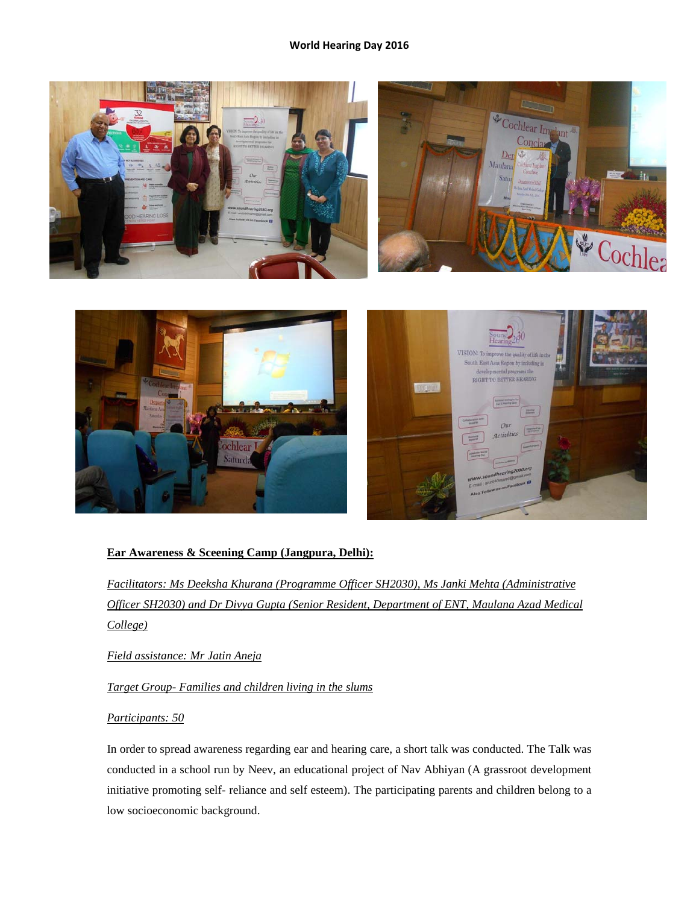**World Hearing Day 2016**

**Ear Awareness & Sceening Camp (Jangpura, Delhi):**

*Facilitators: Ms Deeksha Khurana (Programme Officer SH2030), Ms Janki Mehta (Administrative Officer SH2030) and Dr Divya Gupta (Senior Resident, Department of ENT, Maulana Azad Medical College)*

*Field assistance: Mr Jatin Aneja*

*Target Group- Families and children living in the slums*

*Participants: 50*

In order to spread awareness regarding ear and hearing care, a short talk was conducted. The Talk was conducted in a school run by Neev, an educational project of Nav Abhiyan (A grassroot development initiative promoting self- reliance and self esteem). The participating parents and children belong to a low socioeconomic background.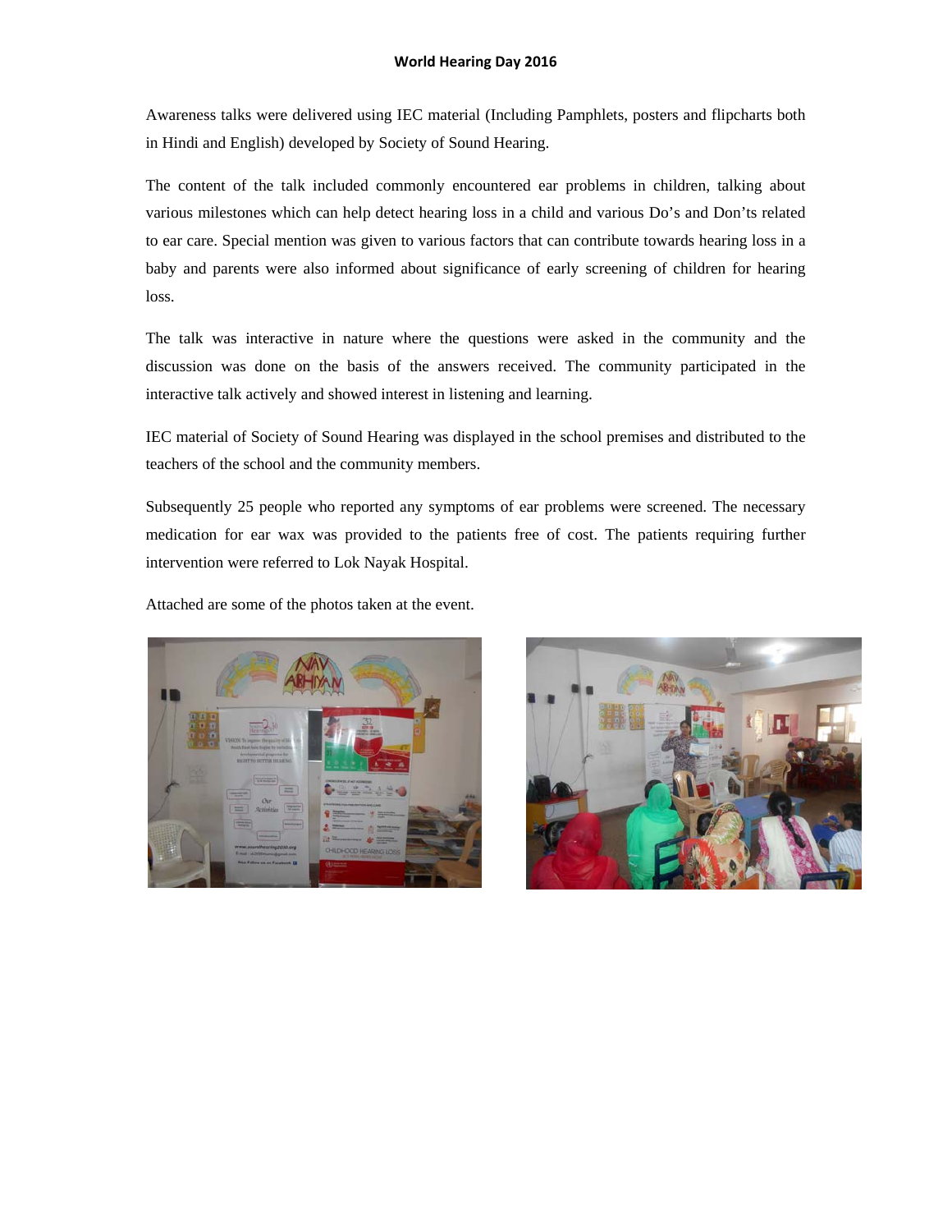## World Hearing Day 2016

Awareness talks were delivered using IEC material (Including Pamphlets, posters and flipcharts both in Hindi and English) developed by Society of Sound Hearing.

The content of the talk included commonly encountered ear problems in children, talking about various milestones which can help detect hearing loss in a child and various Do's and Don'ts related to ear care. Special mention was given to various factors that can contribute towards hearing loss in a baby and parents were also informed about significance of early screening of children for hearing loss.

The talk was interactive in nature where the questions were asked in the community and the discussion was done on the basis of the answers received. The community participated in the interactive talk actively and showed interest in listening and learning.

IEC material of Society of Sound Hearing was displayed in the school premises and distributed to the teachers of the school and the community members.

Subsequently 25 people who reported any symptoms of ear problems were screened. The necessary medication for ear wax was provided to the patients free of cost. The patients requiring further intervention were referred to Lok Nayak Hospital.

Attached are some of the photos taken at the event.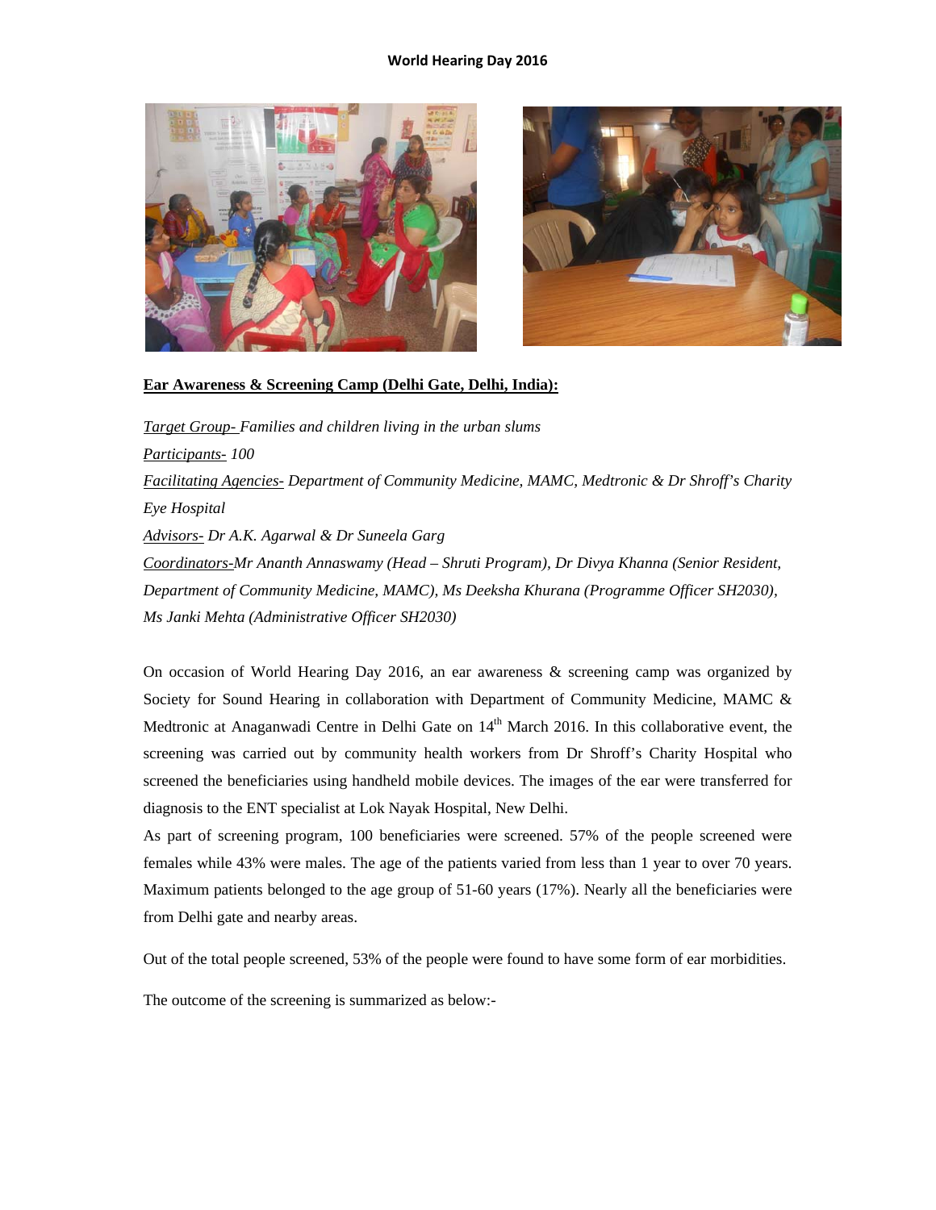**World Hearing Day 2016**

**Ear Awareness & Screening Camp (Delhi Gate, Delhi, India):**

*Target Group- Families and children living in the urban slums*

*Participants- 100*

*Facilitating Agencies- Department of Community Medicine, MAMC, Medtronic & Dr Shroff's Charity Eye Hospital*

*Advisors- Dr A.K. Agarwal & Dr Suneela Garg*

*Coordinators-Mr Ananth Annaswamy (Head – Shruti Program), Dr Divya Khanna (Senior Resident, Department of Community Medicine, MAMC), Ms Deeksha Khurana (Programme Officer SH2030), Ms Janki Mehta (Administrative Officer SH2030)*

On occasion of World Hearing Day 2016, an ear awareness & screening camp was organized by Society for Sound Hearing in collaboration with Department of Community Medicine, MAMC & Medtronic at Anaganwadi Centre in Delhi Gate on 14th March 2016. In this collaborative event, the screening was carried out by community health workers from Dr Shroff's Charity Hospital who screened the beneficiaries using handheld mobile devices. The images of the ear were transferred for diagnosis to the ENT specialist at Lok Nayak Hospital, New Delhi.

As part of screening program, 100 beneficiaries were screened. 57% of the people screened were females while 43% were males. The age of the patients varied from less than 1 year to over 70 years. Maximum patients belonged to the age group of 51-60 years (17%). Nearly all the beneficiaries were from Delhi gate and nearby areas.

Out of the total people screened, 53% of the people were found to have some form of ear morbidities.

The outcome of the screening is summarized as below:-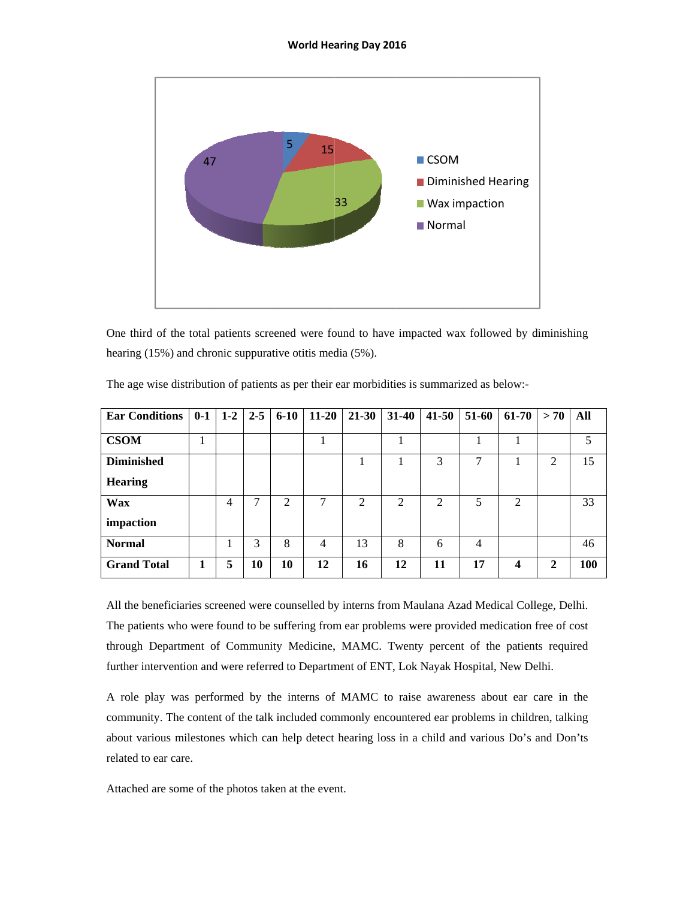**World Hearing Day 2016**

One third of the total patients screened were found to have impacted wax followed by diminishing hearing (15%) and chronic suppurative otitis media (5%).

The age wise distribution of patients as per their ear morbidities is summarized as below:-

| Ear Conditions | 0-1 | 1-2 | 2-5 | 6-10 | 11-20 | 21-30 | 31-40 | 41-50 | 51-60 | 61-70 | > 70 | All |
|---|---|---|---|---|---|---|---|---|---|---|---|---|
| **CSOM** | 1 | | | | 1 | | 1 | | 1 | 1 | | 5 |
| **Diminished Hearing** | | | | | | 1 | 1 | 3 | 7 | 1 | 2 | 15 |
| **Wax impaction** | | 4 | 7 | 2 | 7 | 2 | 2 | 2 | 5 | 2 | | 33 |
| **Normal** | | 1 | 3 | 8 | 4 | 13 | 8 | 6 | 4 | | | 46 |
| **Grand Total** | **1** | **5** | **10** | **10** | **12** | **16** | **12** | **11** | **17** | **4** | **2** | **100** |

All the beneficiaries screened were counselled by interns from Maulana Azad Medical College, Delhi. The patients who were found to be suffering from ear problems were provided medication free of cost through Department of Community Medicine, MAMC. Twenty percent of the patients required further intervention and were referred to Department of ENT, Lok Nayak Hospital, New Delhi.

A role play was performed by the interns of MAMC to raise awareness about ear care in the community. The content of the talk included commonly encountered ear problems in children, talking about various milestones which can help detect hearing loss in a child and various Do's and Don'ts related to ear care.

Attached are some of the photos taken at the event.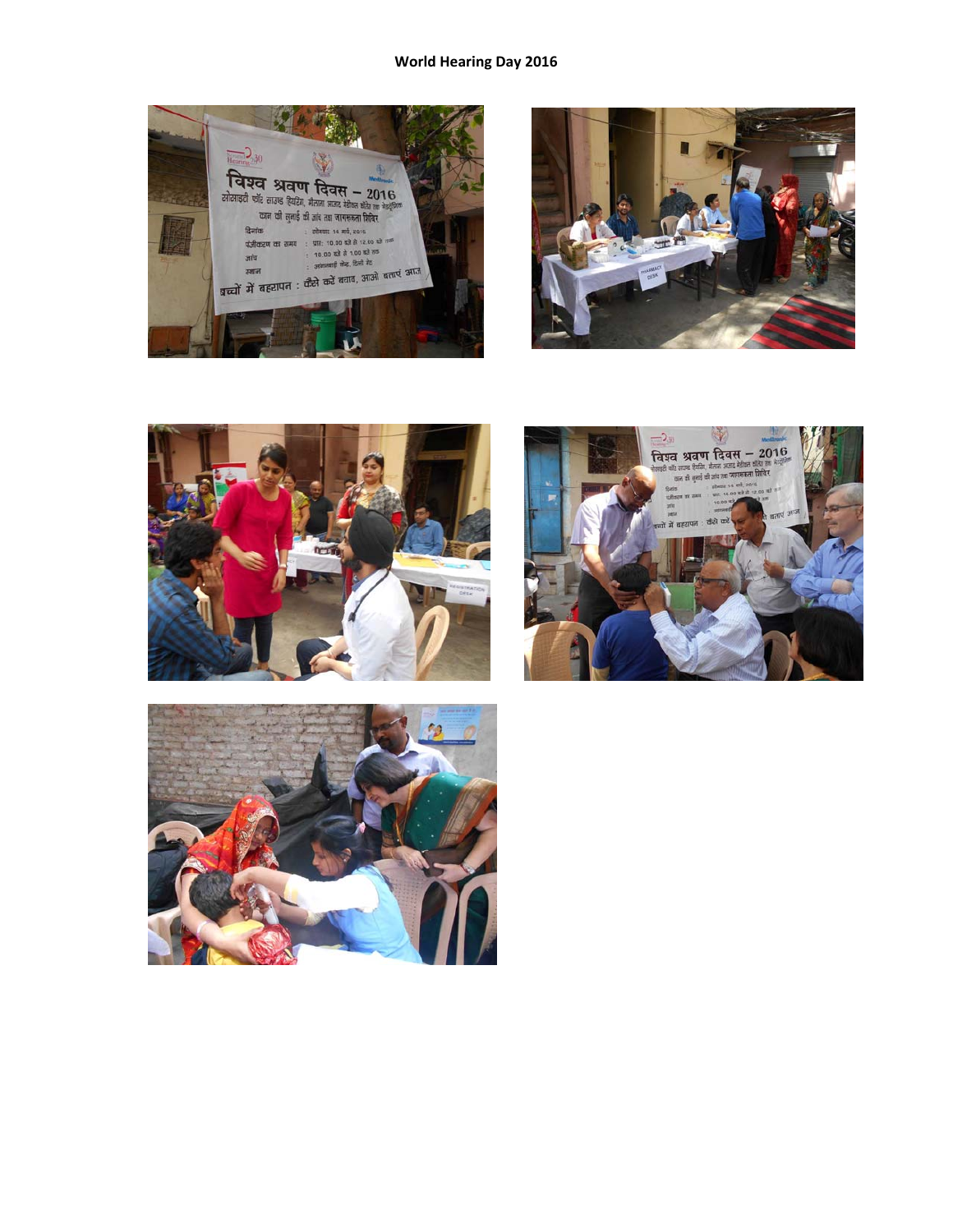**World Hearing Day 2016**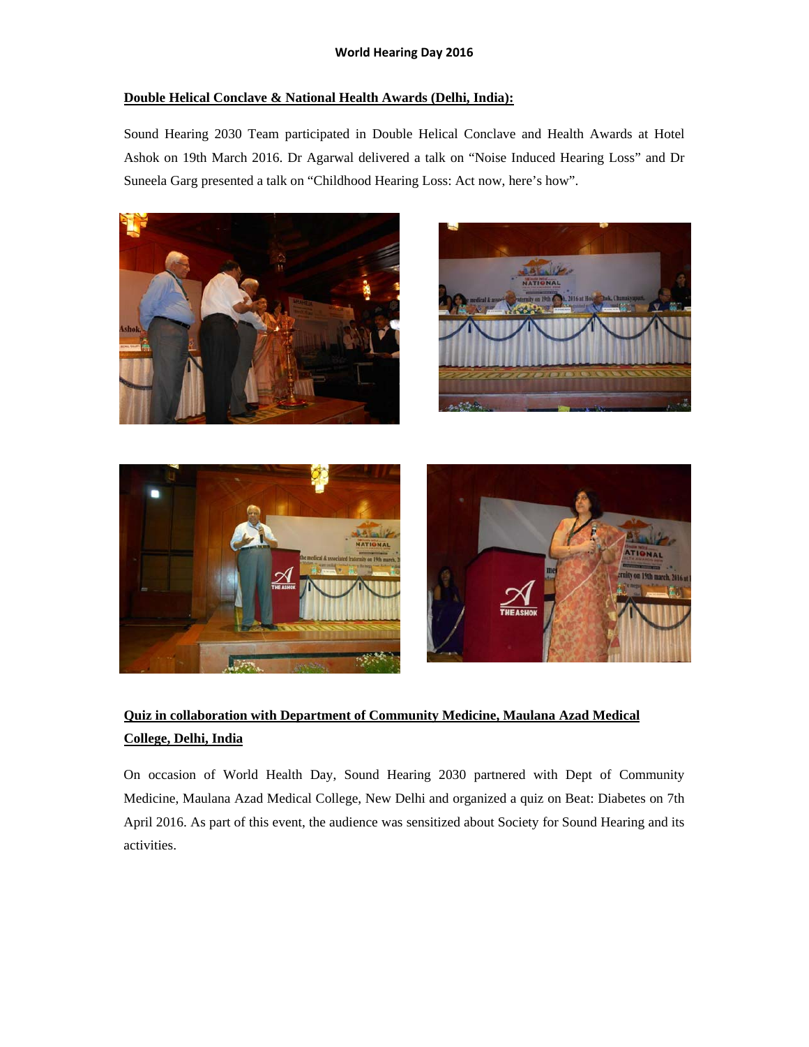**World Hearing Day 2016**

**Double Helical Conclave & National Health Awards (Delhi, India):**

Sound Hearing 2030 Team participated in Double Helical Conclave and Health Awards at Hotel Ashok on 19th March 2016. Dr Agarwal delivered a talk on "Noise Induced Hearing Loss" and Dr Suneela Garg presented a talk on "Childhood Hearing Loss: Act now, here's how".

**Quiz in collaboration with Department of Community Medicine, Maulana Azad Medical College, Delhi, India**

On occasion of World Health Day, Sound Hearing 2030 partnered with Dept of Community Medicine, Maulana Azad Medical College, New Delhi and organized a quiz on Beat: Diabetes on 7th April 2016. As part of this event, the audience was sensitized about Society for Sound Hearing and its activities.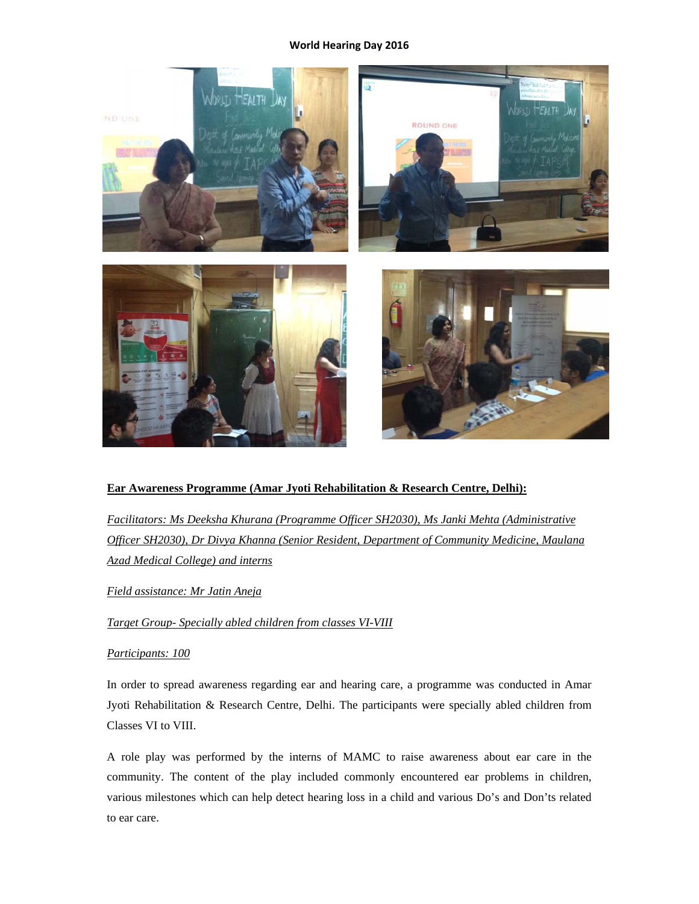**World Hearing Day 2016**

**Ear Awareness Programme (Amar Jyoti Rehabilitation & Research Centre, Delhi):**

*Facilitators: Ms Deeksha Khurana (Programme Officer SH2030), Ms Janki Mehta (Administrative Officer SH2030), Dr Divya Khanna (Senior Resident, Department of Community Medicine, Maulana Azad Medical College) and interns*

*Field assistance: Mr Jatin Aneja*

*Target Group- Specially abled children from classes VI-VIII*

*Participants: 100*

In order to spread awareness regarding ear and hearing care, a programme was conducted in Amar Jyoti Rehabilitation & Research Centre, Delhi. The participants were specially abled children from Classes VI to VIII.

A role play was performed by the interns of MAMC to raise awareness about ear care in the community. The content of the play included commonly encountered ear problems in children, various milestones which can help detect hearing loss in a child and various Do's and Don'ts related to ear care.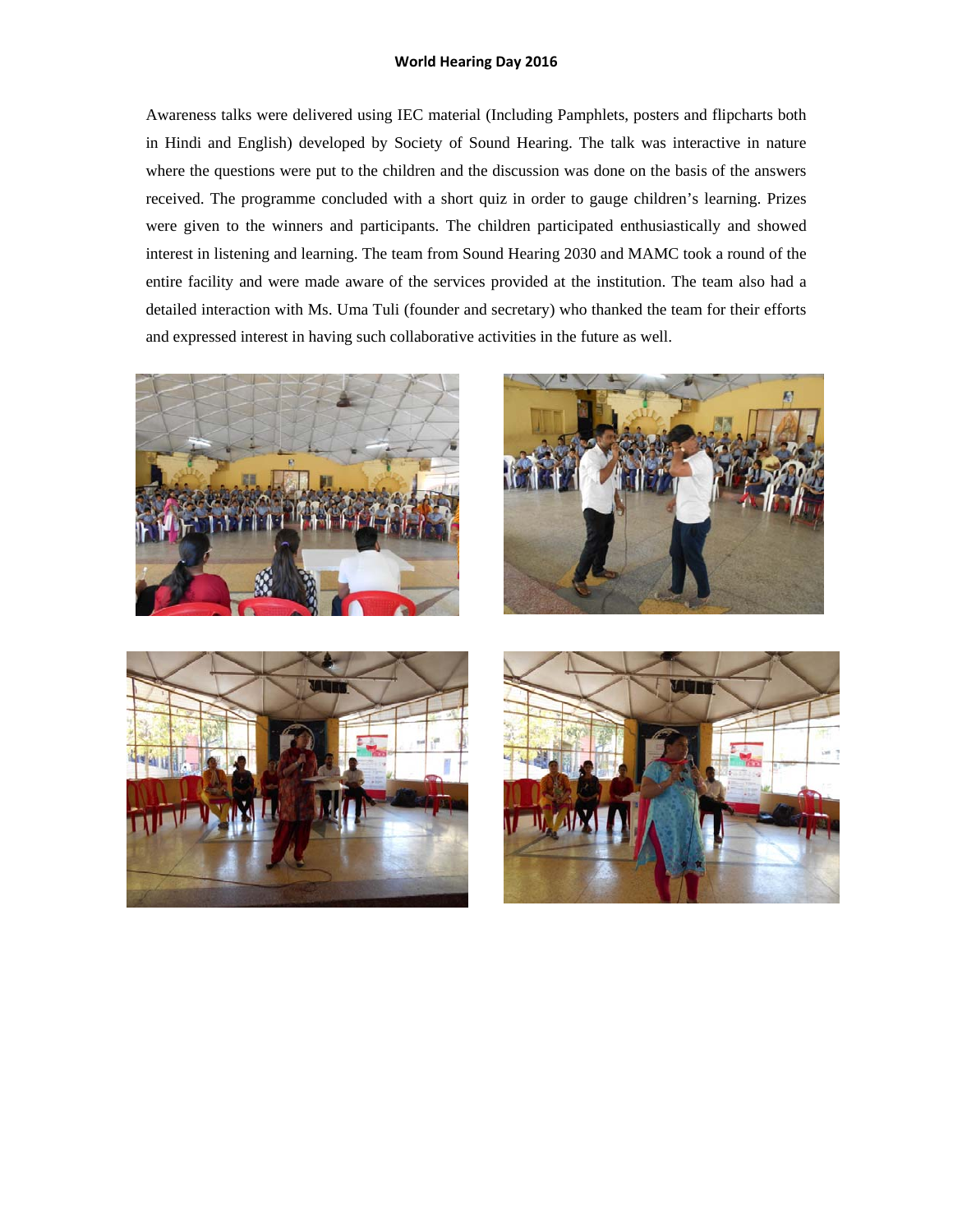**World Hearing Day 2016**

Awareness talks were delivered using IEC material (Including Pamphlets, posters and flipcharts both in Hindi and English) developed by Society of Sound Hearing. The talk was interactive in nature where the questions were put to the children and the discussion was done on the basis of the answers received. The programme concluded with a short quiz in order to gauge children's learning. Prizes were given to the winners and participants. The children participated enthusiastically and showed interest in listening and learning. The team from Sound Hearing 2030 and MAMC took a round of the entire facility and were made aware of the services provided at the institution. The team also had a detailed interaction with Ms. Uma Tuli (founder and secretary) who thanked the team for their efforts and expressed interest in having such collaborative activities in the future as well.